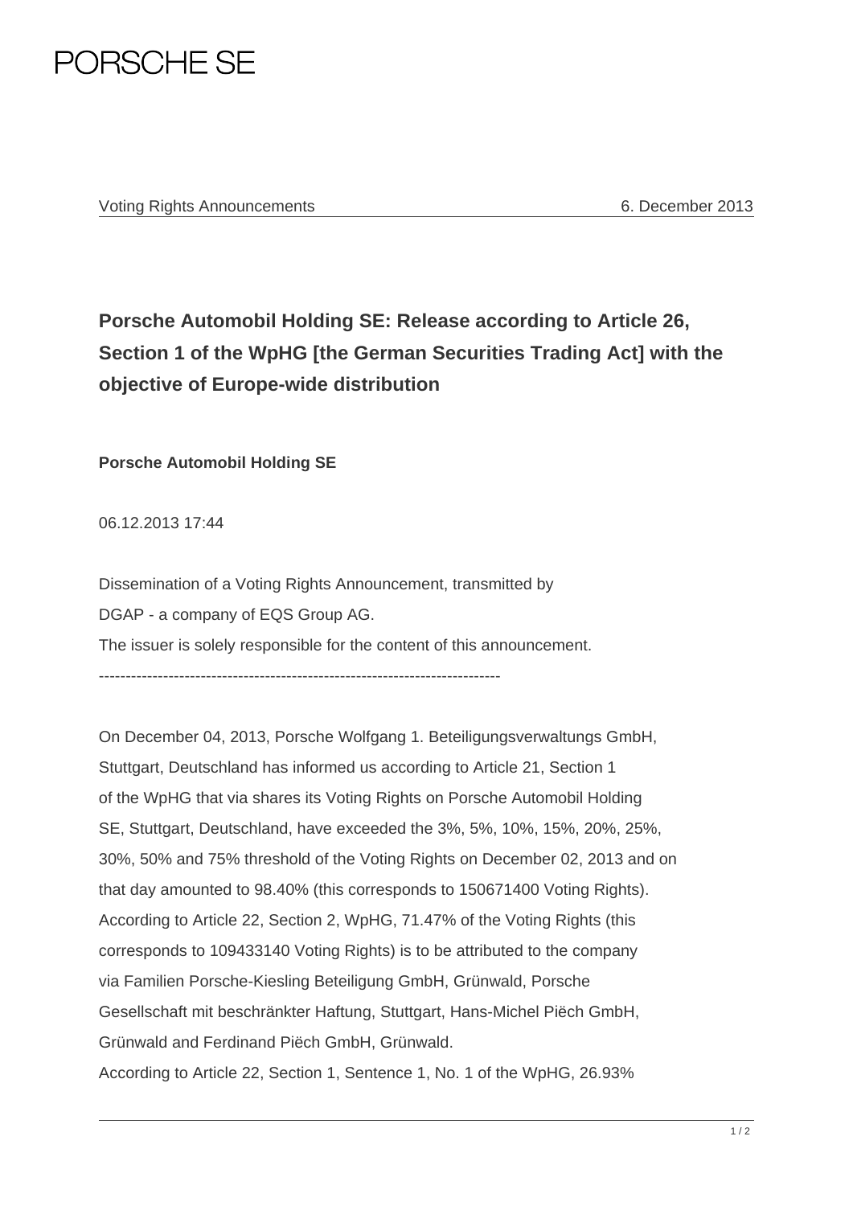PORSCHE SE

Voting Rights Announcements — 6. December 2013

# Porsche Automobil Holding SE: Release according to Article 26, Section 1 of the WpHG [the German Securities Trading Act] with the objective of Europe-wide distribution

**Porsche Automobil Holding SE**

06.12.2013 17:44

Dissemination of a Voting Rights Announcement, transmitted by DGAP - a company of EQS Group AG.
The issuer is solely responsible for the content of this announcement.

---------------------------------------------------------------------------

On December 04, 2013, Porsche Wolfgang 1. Beteiligungsverwaltungs GmbH, Stuttgart, Deutschland has informed us according to Article 21, Section 1 of the WpHG that via shares its Voting Rights on Porsche Automobil Holding SE, Stuttgart, Deutschland, have exceeded the 3%, 5%, 10%, 15%, 20%, 25%, 30%, 50% and 75% threshold of the Voting Rights on December 02, 2013 and on that day amounted to 98.40% (this corresponds to 150671400 Voting Rights).
According to Article 22, Section 2, WpHG, 71.47% of the Voting Rights (this corresponds to 109433140 Voting Rights) is to be attributed to the company via Familien Porsche-Kiesling Beteiligung GmbH, Grünwald, Porsche Gesellschaft mit beschränkter Haftung, Stuttgart, Hans-Michel Piëch GmbH, Grünwald and Ferdinand Piëch GmbH, Grünwald.
According to Article 22, Section 1, Sentence 1, No. 1 of the WpHG, 26.93%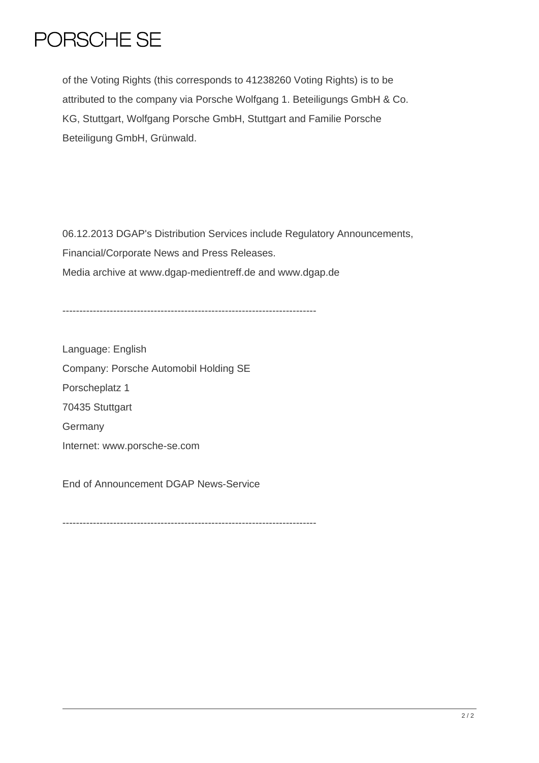of the Voting Rights (this corresponds to 41238260 Voting Rights) is to be attributed to the company via Porsche Wolfgang 1. Beteiligungs GmbH & Co. KG, Stuttgart, Wolfgang Porsche GmbH, Stuttgart and Familie Porsche Beteiligung GmbH, Grünwald.

06.12.2013 DGAP's Distribution Services include Regulatory Announcements, Financial/Corporate News and Press Releases.
Media archive at www.dgap-medientreff.de and www.dgap.de

---------------------------------------------------------------------------

Language: English
Company: Porsche Automobil Holding SE
Porscheplatz 1
70435 Stuttgart
Germany
Internet: www.porsche-se.com

End of Announcement DGAP News-Service

---------------------------------------------------------------------------